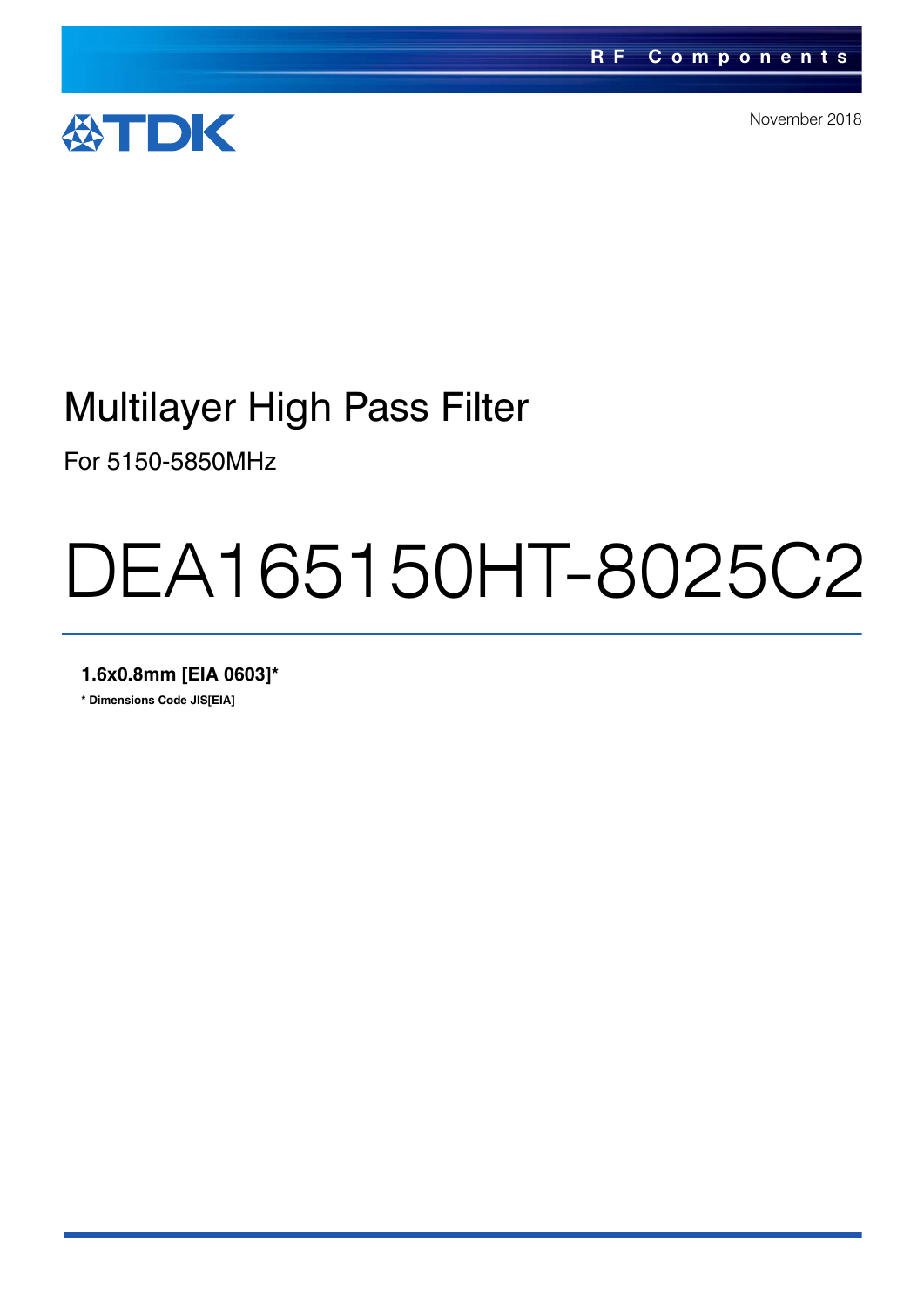RF Components

TDK

November 2018

# Multilayer High Pass Filter

For 5150-5850MHz

# DEA165150HT-8025C2

**1.6x0.8mm [EIA 0603]***

*** Dimensions Code JIS[EIA]**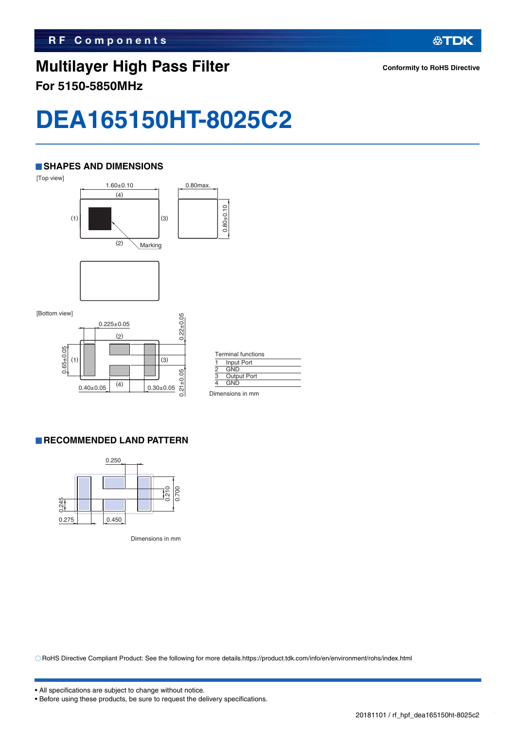RF Components

# Multilayer High Pass Filter

**For 5150-5850MHz**

**Conformity to RoHS Directive**

# DEA165150HT-8025C2

## SHAPES AND DIMENSIONS

[Top view]

1.60±0.10
(4)
(1) (3)
(2) Marking

0.80max.
0.80±0.10

[Bottom view]

0.225±0.05
(2)
0.65±0.05 (1) (3)
0.40±0.05 (4) 0.30±0.05
0.22±0.05
0.21±0.05

Terminal functions

| | |
|---|---|
| 1 | Input Port |
| 2 | GND |
| 3 | Output Port |
| 4 | GND |

Dimensions in mm

## RECOMMENDED LAND PATTERN

0.250
0.245
0.275
0.450
0.210
0.700

Dimensions in mm

○ RoHS Directive Compliant Product: See the following for more details.https://product.tdk.com/info/en/environment/rohs/index.html

• All specifications are subject to change without notice.
• Before using these products, be sure to request the delivery specifications.

20181101 / rf_hpf_dea165150ht-8025c2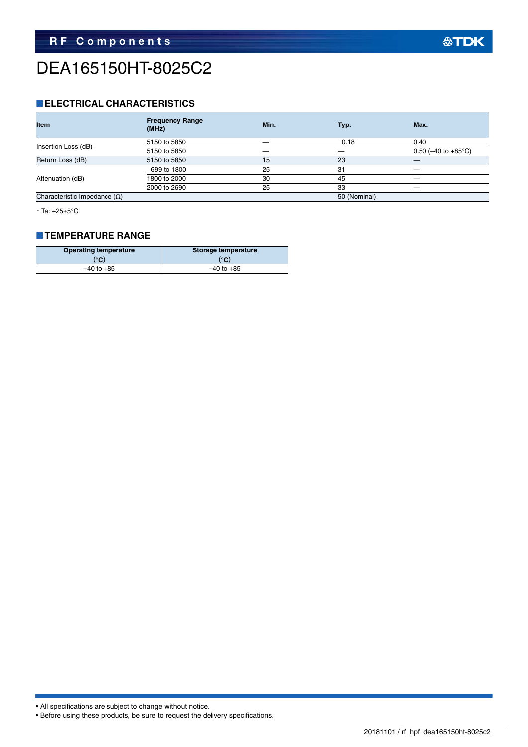# DEA165150HT-8025C2

## ELECTRICAL CHARACTERISTICS

| Item | Frequency Range (MHz) | Min. | Typ. | Max. |
|---|---|---|---|---|
| Insertion Loss (dB) | 5150 to 5850 | — | 0.18 | 0.40 |
| | 5150 to 5850 | — | — | 0.50 (–40 to +85°C) |
| Return Loss (dB) | 5150 to 5850 | 15 | 23 | — |
| Attenuation (dB) | 699 to 1800 | 25 | 31 | — |
| | 1800 to 2000 | 30 | 45 | — |
| | 2000 to 2690 | 25 | 33 | — |
| Characteristic Impedance (Ω) | | | 50 (Nominal) | |

・Ta: +25±5°C

## TEMPERATURE RANGE

| Operating temperature (°C) | Storage temperature (°C) |
|---|---|
| –40 to +85 | –40 to +85 |

• All specifications are subject to change without notice.
• Before using these products, be sure to request the delivery specifications.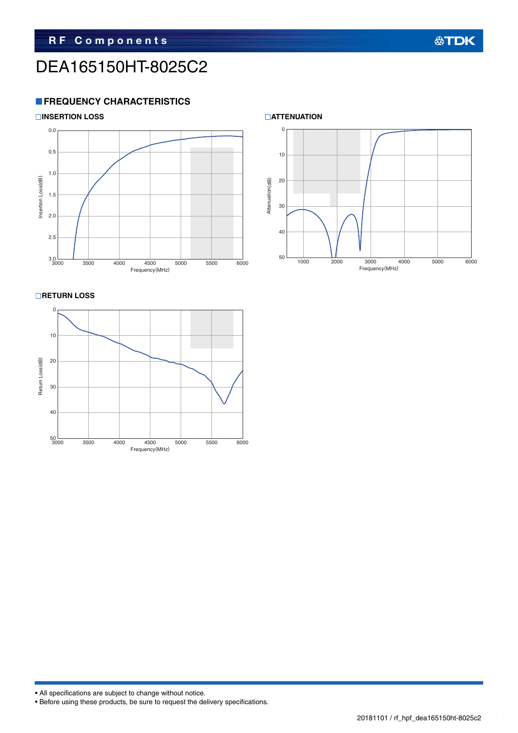# DEA165150HT-8025C2

## FREQUENCY CHARACTERISTICS

### INSERTION LOSS

Insertion Loss(dB)

0.0
0.5
1.0
1.5
2.0
2.5
3.0

3000 3500 4000 4500 5000 5500 6000

Frequency(MHz)

### ATTENUATION

Attenuation(dB)

0
10
20
30
40
50

1000 2000 3000 4000 5000 6000

Frequency(MHz)

### RETURN LOSS

Return Loss(dB)

0
10
20
30
40
50

3000 3500 4000 4500 5000 5500 6000

Frequency(MHz)

- All specifications are subject to change without notice.
- Before using these products, be sure to request the delivery specifications.

20181101 / rf_hpf_dea165150ht-8025c2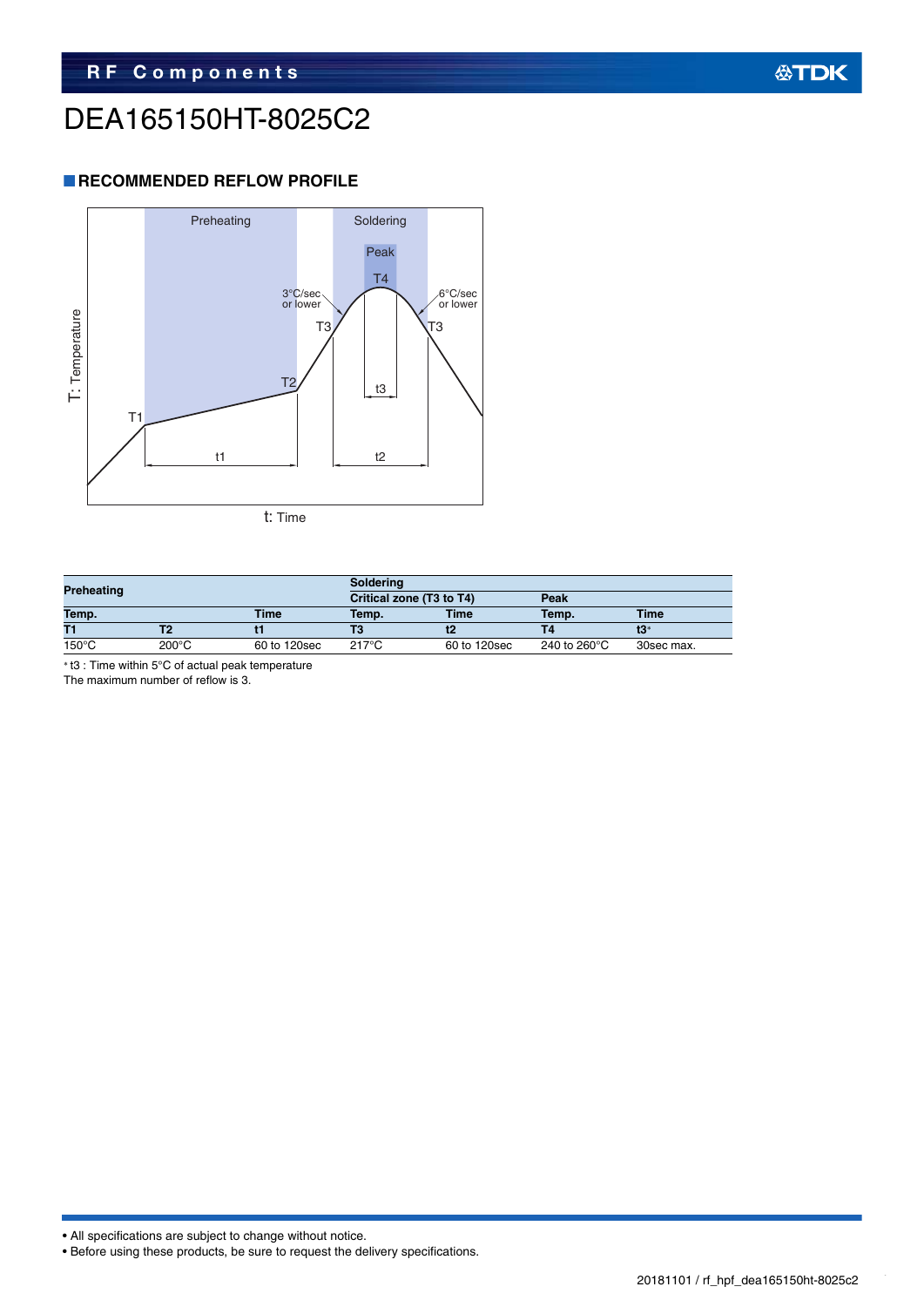# DEA165150HT-8025C2

## RECOMMENDED REFLOW PROFILE

| Preheating | | | Soldering | | | |
|---|---|---|---|---|---|---|
| | | | Critical zone (T3 to T4) | | Peak | |
| Temp. | | Time | Temp. | Time | Temp. | Time |
| T1 | T2 | t1 | T3 | t2 | T4 | t3* |
| 150°C | 200°C | 60 to 120sec | 217°C | 60 to 120sec | 240 to 260°C | 30sec max. |

* t3 : Time within 5°C of actual peak temperature

The maximum number of reflow is 3.

- All specifications are subject to change without notice.
- Before using these products, be sure to request the delivery specifications.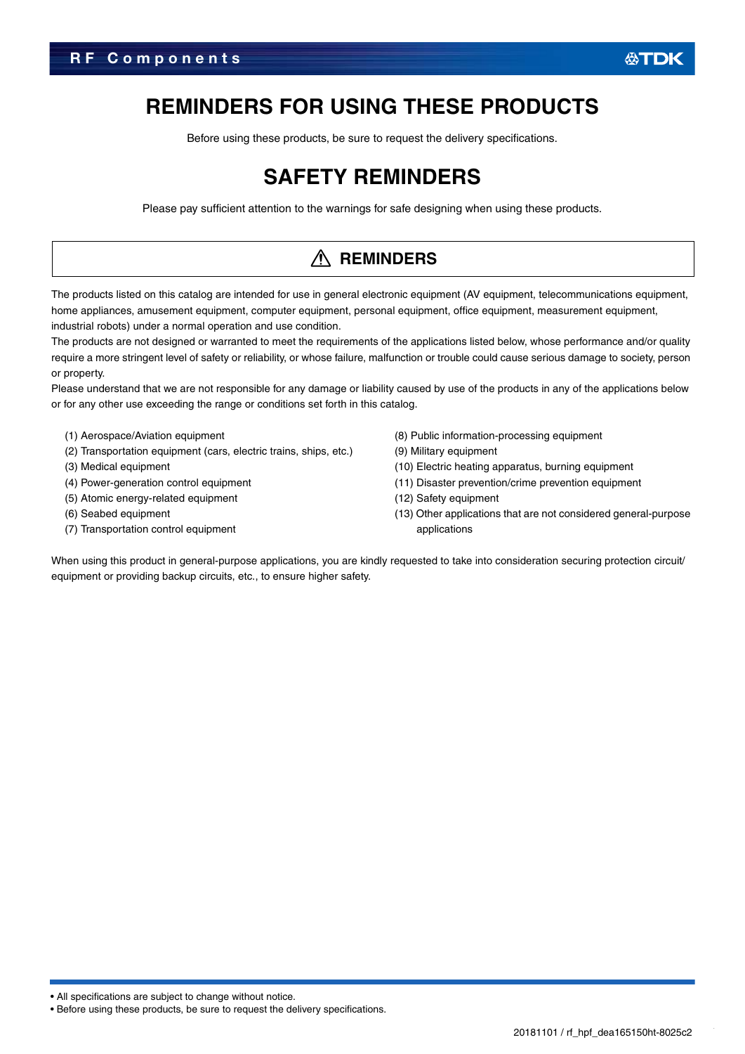# REMINDERS FOR USING THESE PRODUCTS

Before using these products, be sure to request the delivery specifications.

# SAFETY REMINDERS

Please pay sufficient attention to the warnings for safe designing when using these products.

## ⚠ REMINDERS

The products listed on this catalog are intended for use in general electronic equipment (AV equipment, telecommunications equipment, home appliances, amusement equipment, computer equipment, personal equipment, office equipment, measurement equipment, industrial robots) under a normal operation and use condition.

The products are not designed or warranted to meet the requirements of the applications listed below, whose performance and/or quality require a more stringent level of safety or reliability, or whose failure, malfunction or trouble could cause serious damage to society, person or property.

Please understand that we are not responsible for any damage or liability caused by use of the products in any of the applications below or for any other use exceeding the range or conditions set forth in this catalog.

(1) Aerospace/Aviation equipment
(2) Transportation equipment (cars, electric trains, ships, etc.)
(3) Medical equipment
(4) Power-generation control equipment
(5) Atomic energy-related equipment
(6) Seabed equipment
(7) Transportation control equipment
(8) Public information-processing equipment
(9) Military equipment
(10) Electric heating apparatus, burning equipment
(11) Disaster prevention/crime prevention equipment
(12) Safety equipment
(13) Other applications that are not considered general-purpose applications

When using this product in general-purpose applications, you are kindly requested to take into consideration securing protection circuit/equipment or providing backup circuits, etc., to ensure higher safety.

- All specifications are subject to change without notice.
- Before using these products, be sure to request the delivery specifications.

20181101 / rf_hpf_dea165150ht-8025c2